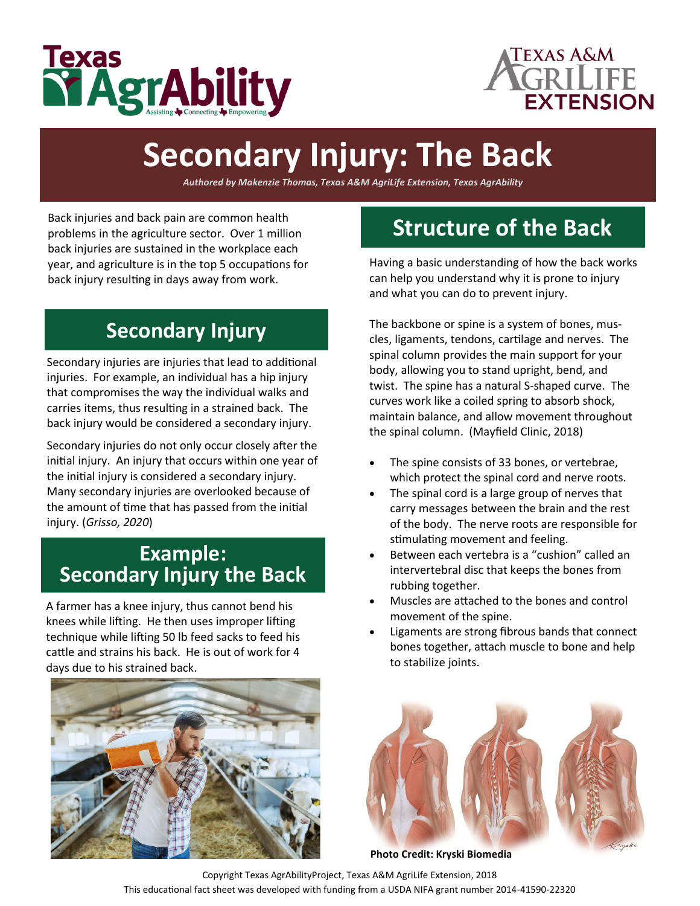# Secondary Injury: The Back

*Authored by Makenzie Thomas, Texas A&M AgriLife Extension, Texas AgrAbility*

Back injuries and back pain are common health problems in the agriculture sector. Over 1 million back injuries are sustained in the workplace each year, and agriculture is in the top 5 occupations for back injury resulting in days away from work.

## Secondary Injury

Secondary injuries are injuries that lead to additional injuries. For example, an individual has a hip injury that compromises the way the individual walks and carries items, thus resulting in a strained back. The back injury would be considered a secondary injury.

Secondary injuries do not only occur closely after the initial injury. An injury that occurs within one year of the initial injury is considered a secondary injury. Many secondary injuries are overlooked because of the amount of time that has passed from the initial injury. (*Grisso, 2020*)

## Example: Secondary Injury the Back

A farmer has a knee injury, thus cannot bend his knees while lifting. He then uses improper lifting technique while lifting 50 lb feed sacks to feed his cattle and strains his back. He is out of work for 4 days due to his strained back.

## Structure of the Back

Having a basic understanding of how the back works can help you understand why it is prone to injury and what you can do to prevent injury.

The backbone or spine is a system of bones, muscles, ligaments, tendons, cartilage and nerves. The spinal column provides the main support for your body, allowing you to stand upright, bend, and twist. The spine has a natural S-shaped curve. The curves work like a coiled spring to absorb shock, maintain balance, and allow movement throughout the spinal column. (Mayfield Clinic, 2018)

- The spine consists of 33 bones, or vertebrae, which protect the spinal cord and nerve roots.
- The spinal cord is a large group of nerves that carry messages between the brain and the rest of the body. The nerve roots are responsible for stimulating movement and feeling.
- Between each vertebra is a "cushion" called an intervertebral disc that keeps the bones from rubbing together.
- Muscles are attached to the bones and control movement of the spine.
- Ligaments are strong fibrous bands that connect bones together, attach muscle to bone and help to stabilize joints.

**Photo Credit: Kryski Biomedia**

Copyright Texas AgrAbilityProject, Texas A&M AgriLife Extension, 2018
This educational fact sheet was developed with funding from a USDA NIFA grant number 2014-41590-22320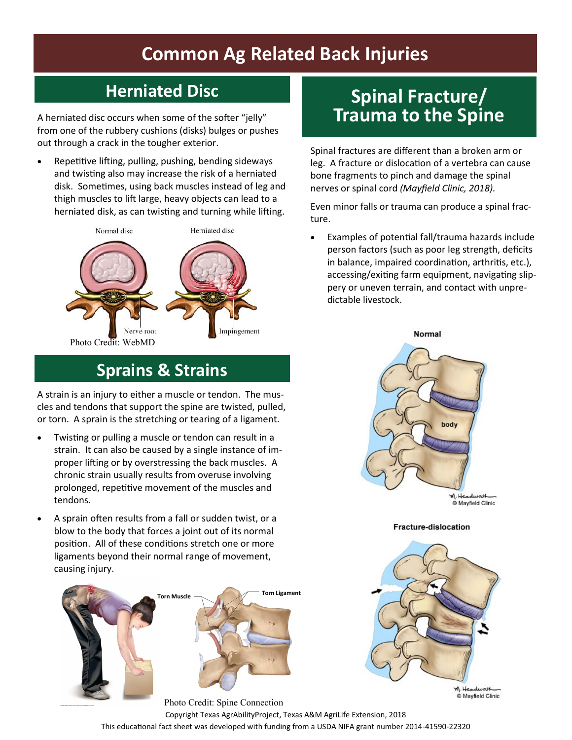# Common Ag Related Back Injuries

## Herniated Disc

A herniated disc occurs when some of the softer "jelly" from one of the rubbery cushions (disks) bulges or pushes out through a crack in the tougher exterior.

- Repetitive lifting, pulling, pushing, bending sideways and twisting also may increase the risk of a herniated disk. Sometimes, using back muscles instead of leg and thigh muscles to lift large, heavy objects can lead to a herniated disk, as can twisting and turning while lifting.

Normal disc | Herniated disc | Nerve root | Impingement

Photo Credit: WebMD

## Sprains & Strains

A strain is an injury to either a muscle or tendon. The muscles and tendons that support the spine are twisted, pulled, or torn. A sprain is the stretching or tearing of a ligament.

- Twisting or pulling a muscle or tendon can result in a strain. It can also be caused by a single instance of improper lifting or by overstressing the back muscles. A chronic strain usually results from overuse involving prolonged, repetitive movement of the muscles and tendons.
- A sprain often results from a fall or sudden twist, or a blow to the body that forces a joint out of its normal position. All of these conditions stretch one or more ligaments beyond their normal range of movement, causing injury.

Torn Muscle | Torn Ligament

Photo Credit: Spine Connection

## Spinal Fracture/ Trauma to the Spine

Spinal fractures are different than a broken arm or leg. A fracture or dislocation of a vertebra can cause bone fragments to pinch and damage the spinal nerves or spinal cord *(Mayfield Clinic, 2018).*

Even minor falls or trauma can produce a spinal fracture.

- Examples of potential fall/trauma hazards include person factors (such as poor leg strength, deficits in balance, impaired coordination, arthritis, etc.), accessing/exiting farm equipment, navigating slippery or uneven terrain, and contact with unpredictable livestock.

Normal

body

© Mayfield Clinic

Fracture-dislocation

© Mayfield Clinic

Copyright Texas AgrAbilityProject, Texas A&M AgriLife Extension, 2018

This educational fact sheet was developed with funding from a USDA NIFA grant number 2014-41590-22320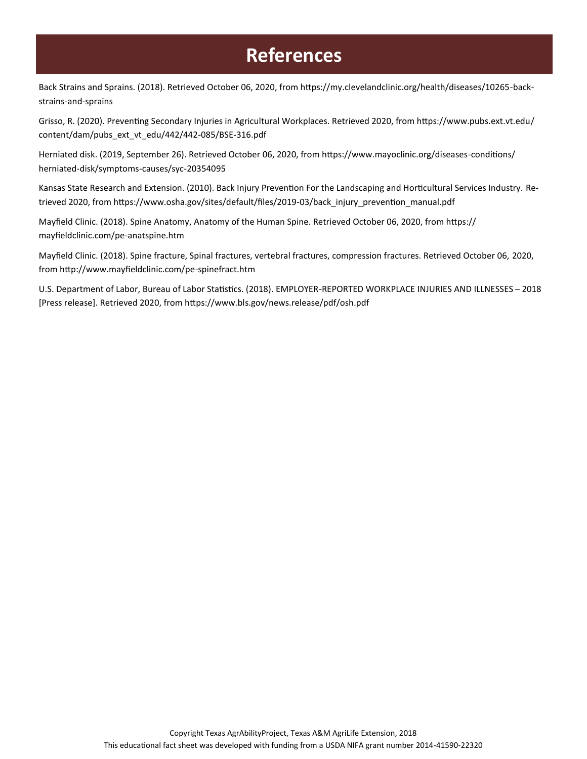# References

Back Strains and Sprains. (2018). Retrieved October 06, 2020, from https://my.clevelandclinic.org/health/diseases/10265-back-strains-and-sprains

Grisso, R. (2020). Preventing Secondary Injuries in Agricultural Workplaces. Retrieved 2020, from https://www.pubs.ext.vt.edu/content/dam/pubs_ext_vt_edu/442/442-085/BSE-316.pdf

Herniated disk. (2019, September 26). Retrieved October 06, 2020, from https://www.mayoclinic.org/diseases-conditions/herniated-disk/symptoms-causes/syc-20354095

Kansas State Research and Extension. (2010). Back Injury Prevention For the Landscaping and Horticultural Services Industry. Retrieved 2020, from https://www.osha.gov/sites/default/files/2019-03/back_injury_prevention_manual.pdf

Mayfield Clinic. (2018). Spine Anatomy, Anatomy of the Human Spine. Retrieved October 06, 2020, from https://mayfieldclinic.com/pe-anatspine.htm

Mayfield Clinic. (2018). Spine fracture, Spinal fractures, vertebral fractures, compression fractures. Retrieved October 06, 2020, from http://www.mayfieldclinic.com/pe-spinefract.htm

U.S. Department of Labor, Bureau of Labor Statistics. (2018). EMPLOYER-REPORTED WORKPLACE INJURIES AND ILLNESSES – 2018 [Press release]. Retrieved 2020, from https://www.bls.gov/news.release/pdf/osh.pdf

Copyright Texas AgrAbilityProject, Texas A&M AgriLife Extension, 2018

This educational fact sheet was developed with funding from a USDA NIFA grant number 2014-41590-22320